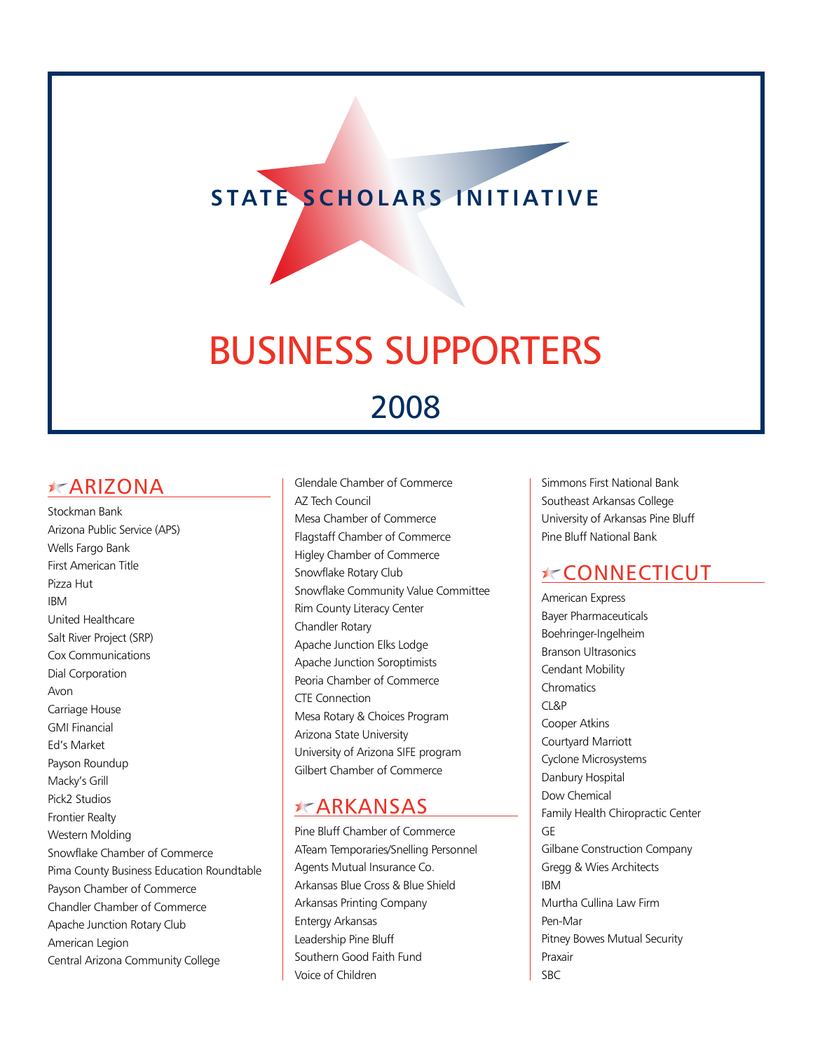# STATE SCHOLARS INITIATIVE

# BUSINESS SUPPORTERS

## 2008

## ARIZONA

Stockman Bank
Arizona Public Service (APS)
Wells Fargo Bank
First American Title
Pizza Hut
IBM
United Healthcare
Salt River Project (SRP)
Cox Communications
Dial Corporation
Avon
Carriage House
GMI Financial
Ed's Market
Payson Roundup
Macky's Grill
Pick2 Studios
Frontier Realty
Western Molding
Snowflake Chamber of Commerce
Pima County Business Education Roundtable
Payson Chamber of Commerce
Chandler Chamber of Commerce
Apache Junction Rotary Club
American Legion
Central Arizona Community College
Glendale Chamber of Commerce
AZ Tech Council
Mesa Chamber of Commerce
Flagstaff Chamber of Commerce
Higley Chamber of Commerce
Snowflake Rotary Club
Snowflake Community Value Committee
Rim County Literacy Center
Chandler Rotary
Apache Junction Elks Lodge
Apache Junction Soroptimists
Peoria Chamber of Commerce
CTE Connection
Mesa Rotary & Choices Program
Arizona State University
University of Arizona SIFE program
Gilbert Chamber of Commerce

## ARKANSAS

Pine Bluff Chamber of Commerce
ATeam Temporaries/Snelling Personnel
Agents Mutual Insurance Co.
Arkansas Blue Cross & Blue Shield
Arkansas Printing Company
Entergy Arkansas
Leadership Pine Bluff
Southern Good Faith Fund
Voice of Children
Simmons First National Bank
Southeast Arkansas College
University of Arkansas Pine Bluff
Pine Bluff National Bank

## CONNECTICUT

American Express
Bayer Pharmaceuticals
Boehringer-Ingelheim
Branson Ultrasonics
Cendant Mobility
Chromatics
CL&P
Cooper Atkins
Courtyard Marriott
Cyclone Microsystems
Danbury Hospital
Dow Chemical
Family Health Chiropractic Center
GE
Gilbane Construction Company
Gregg & Wies Architects
IBM
Murtha Cullina Law Firm
Pen-Mar
Pitney Bowes Mutual Security
Praxair
SBC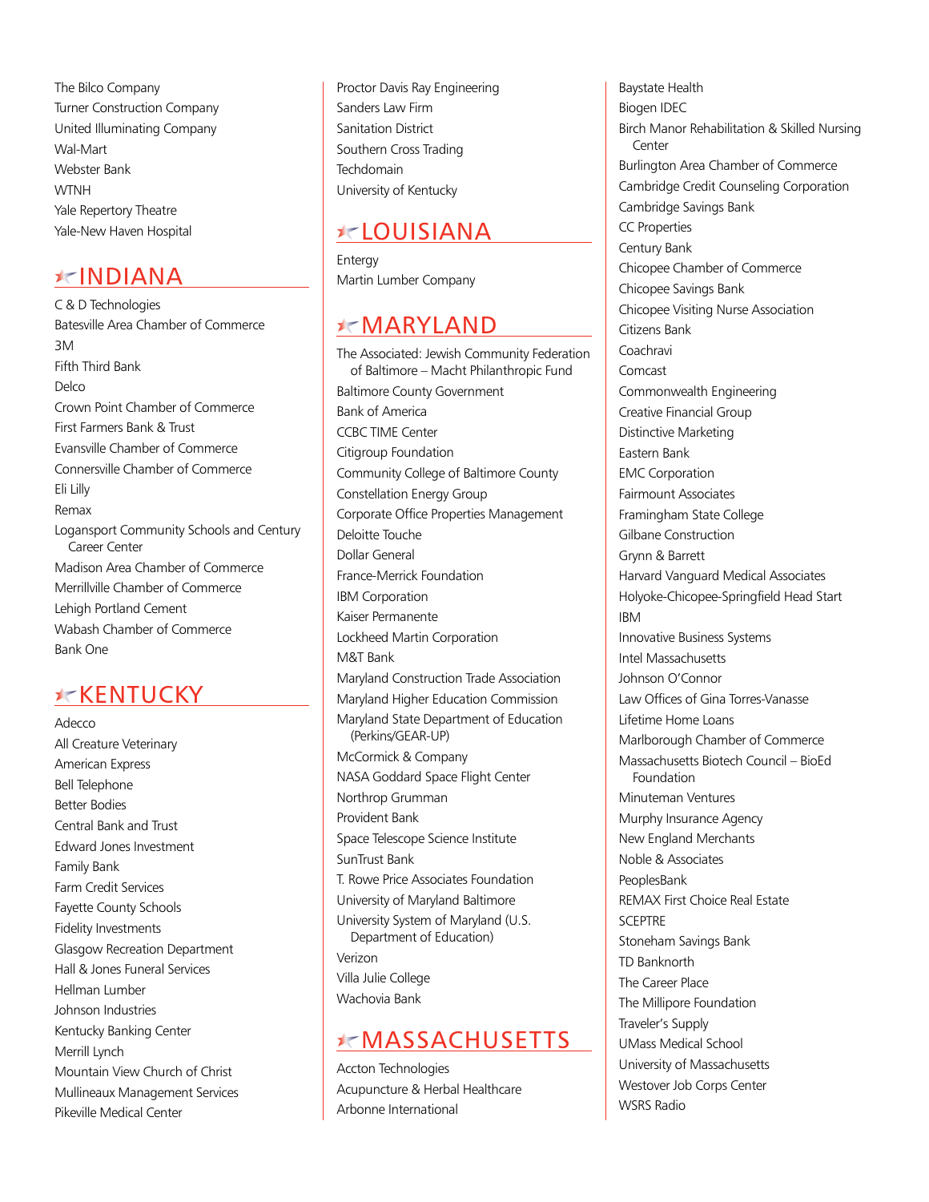The Bilco Company
Turner Construction Company
United Illuminating Company
Wal-Mart
Webster Bank
WTNH
Yale Repertory Theatre
Yale-New Haven Hospital

## INDIANA

C & D Technologies
Batesville Area Chamber of Commerce
3M
Fifth Third Bank
Delco
Crown Point Chamber of Commerce
First Farmers Bank & Trust
Evansville Chamber of Commerce
Connersville Chamber of Commerce
Eli Lilly
Remax
Logansport Community Schools and Century Career Center
Madison Area Chamber of Commerce
Merrillville Chamber of Commerce
Lehigh Portland Cement
Wabash Chamber of Commerce
Bank One

## KENTUCKY

Adecco
All Creature Veterinary
American Express
Bell Telephone
Better Bodies
Central Bank and Trust
Edward Jones Investment
Family Bank
Farm Credit Services
Fayette County Schools
Fidelity Investments
Glasgow Recreation Department
Hall & Jones Funeral Services
Hellman Lumber
Johnson Industries
Kentucky Banking Center
Merrill Lynch
Mountain View Church of Christ
Mullineaux Management Services
Pikeville Medical Center
Proctor Davis Ray Engineering
Sanders Law Firm
Sanitation District
Southern Cross Trading
Techdomain
University of Kentucky

## LOUISIANA

Entergy
Martin Lumber Company

## MARYLAND

The Associated: Jewish Community Federation of Baltimore – Macht Philanthropic Fund
Baltimore County Government
Bank of America
CCBC TIME Center
Citigroup Foundation
Community College of Baltimore County
Constellation Energy Group
Corporate Office Properties Management
Deloitte Touche
Dollar General
France-Merrick Foundation
IBM Corporation
Kaiser Permanente
Lockheed Martin Corporation
M&T Bank
Maryland Construction Trade Association
Maryland Higher Education Commission
Maryland State Department of Education (Perkins/GEAR-UP)
McCormick & Company
NASA Goddard Space Flight Center
Northrop Grumman
Provident Bank
Space Telescope Science Institute
SunTrust Bank
T. Rowe Price Associates Foundation
University of Maryland Baltimore
University System of Maryland (U.S. Department of Education)
Verizon
Villa Julie College
Wachovia Bank

## MASSACHUSETTS

Accton Technologies
Acupuncture & Herbal Healthcare
Arbonne International
Baystate Health
Biogen IDEC
Birch Manor Rehabilitation & Skilled Nursing Center
Burlington Area Chamber of Commerce
Cambridge Credit Counseling Corporation
Cambridge Savings Bank
CC Properties
Century Bank
Chicopee Chamber of Commerce
Chicopee Savings Bank
Chicopee Visiting Nurse Association
Citizens Bank
Coachravi
Comcast
Commonwealth Engineering
Creative Financial Group
Distinctive Marketing
Eastern Bank
EMC Corporation
Fairmount Associates
Framingham State College
Gilbane Construction
Grynn & Barrett
Harvard Vanguard Medical Associates
Holyoke-Chicopee-Springfield Head Start
IBM
Innovative Business Systems
Intel Massachusetts
Johnson O'Connor
Law Offices of Gina Torres-Vanasse
Lifetime Home Loans
Marlborough Chamber of Commerce
Massachusetts Biotech Council – BioEd Foundation
Minuteman Ventures
Murphy Insurance Agency
New England Merchants
Noble & Associates
PeoplesBank
REMAX First Choice Real Estate
SCEPTRE
Stoneham Savings Bank
TD Banknorth
The Career Place
The Millipore Foundation
Traveler's Supply
UMass Medical School
University of Massachusetts
Westover Job Corps Center
WSRS Radio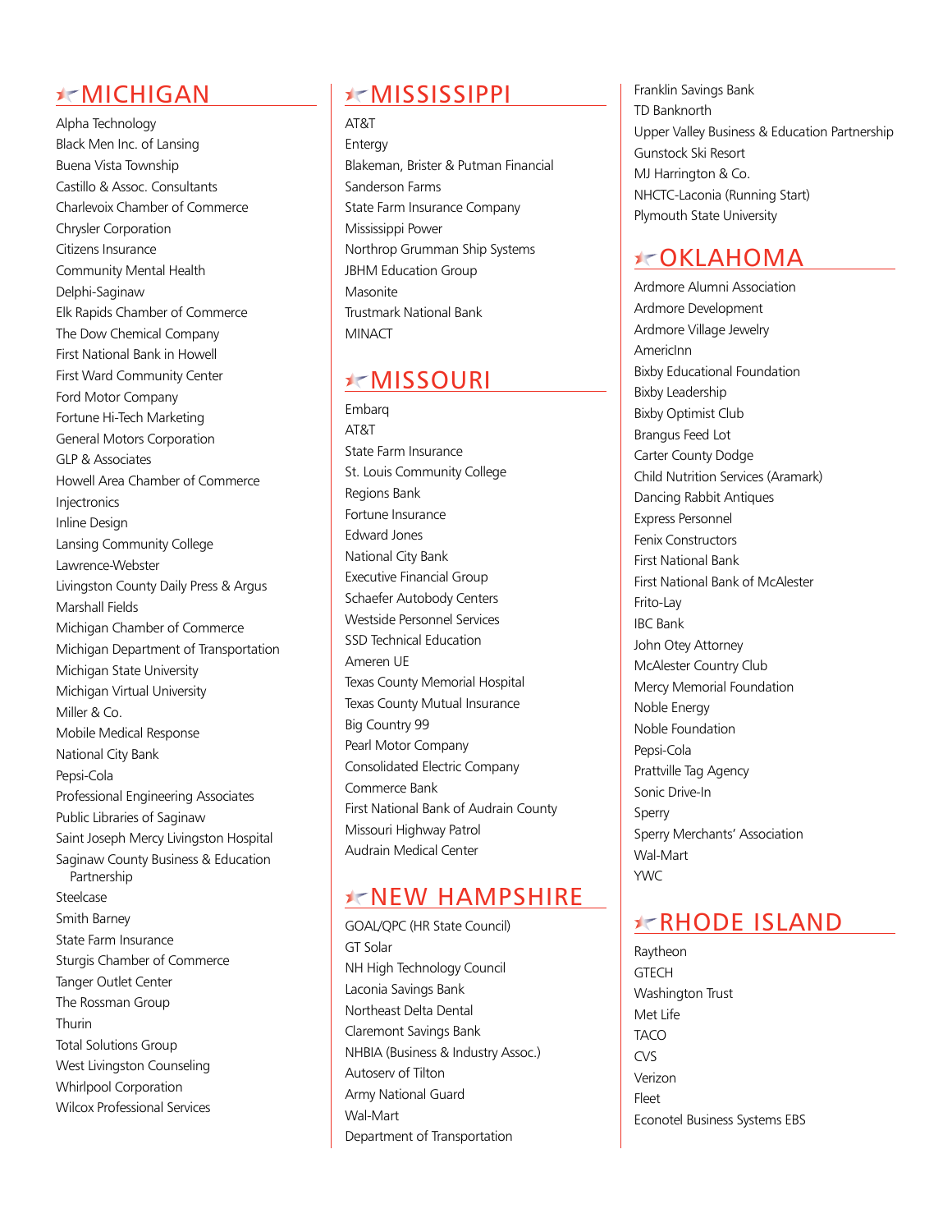## MICHIGAN

Alpha Technology
Black Men Inc. of Lansing
Buena Vista Township
Castillo & Assoc. Consultants
Charlevoix Chamber of Commerce
Chrysler Corporation
Citizens Insurance
Community Mental Health
Delphi-Saginaw
Elk Rapids Chamber of Commerce
The Dow Chemical Company
First National Bank in Howell
First Ward Community Center
Ford Motor Company
Fortune Hi-Tech Marketing
General Motors Corporation
GLP & Associates
Howell Area Chamber of Commerce
Injectronics
Inline Design
Lansing Community College
Lawrence-Webster
Livingston County Daily Press & Argus
Marshall Fields
Michigan Chamber of Commerce
Michigan Department of Transportation
Michigan State University
Michigan Virtual University
Miller & Co.
Mobile Medical Response
National City Bank
Pepsi-Cola
Professional Engineering Associates
Public Libraries of Saginaw
Saint Joseph Mercy Livingston Hospital
Saginaw County Business & Education Partnership
Steelcase
Smith Barney
State Farm Insurance
Sturgis Chamber of Commerce
Tanger Outlet Center
The Rossman Group
Thurin
Total Solutions Group
West Livingston Counseling
Whirlpool Corporation
Wilcox Professional Services

## MISSISSIPPI

AT&T
Entergy
Blakeman, Brister & Putman Financial
Sanderson Farms
State Farm Insurance Company
Mississippi Power
Northrop Grumman Ship Systems
JBHM Education Group
Masonite
Trustmark National Bank
MINACT

## MISSOURI

Embarq
AT&T
State Farm Insurance
St. Louis Community College
Regions Bank
Fortune Insurance
Edward Jones
National City Bank
Executive Financial Group
Schaefer Autobody Centers
Westside Personnel Services
SSD Technical Education
Ameren UE
Texas County Memorial Hospital
Texas County Mutual Insurance
Big Country 99
Pearl Motor Company
Consolidated Electric Company
Commerce Bank
First National Bank of Audrain County
Missouri Highway Patrol
Audrain Medical Center

## NEW HAMPSHIRE

GOAL/QPC (HR State Council)
GT Solar
NH High Technology Council
Laconia Savings Bank
Northeast Delta Dental
Claremont Savings Bank
NHBIA (Business & Industry Assoc.)
Autoserv of Tilton
Army National Guard
Wal-Mart
Department of Transportation
Franklin Savings Bank
TD Banknorth
Upper Valley Business & Education Partnership
Gunstock Ski Resort
MJ Harrington & Co.
NHCTC-Laconia (Running Start)
Plymouth State University

## OKLAHOMA

Ardmore Alumni Association
Ardmore Development
Ardmore Village Jewelry
AmericInn
Bixby Educational Foundation
Bixby Leadership
Bixby Optimist Club
Brangus Feed Lot
Carter County Dodge
Child Nutrition Services (Aramark)
Dancing Rabbit Antiques
Express Personnel
Fenix Constructors
First National Bank
First National Bank of McAlester
Frito-Lay
IBC Bank
John Otey Attorney
McAlester Country Club
Mercy Memorial Foundation
Noble Energy
Noble Foundation
Pepsi-Cola
Prattville Tag Agency
Sonic Drive-In
Sperry
Sperry Merchants' Association
Wal-Mart
YWC

## RHODE ISLAND

Raytheon
GTECH
Washington Trust
Met Life
TACO
CVS
Verizon
Fleet
Econotel Business Systems EBS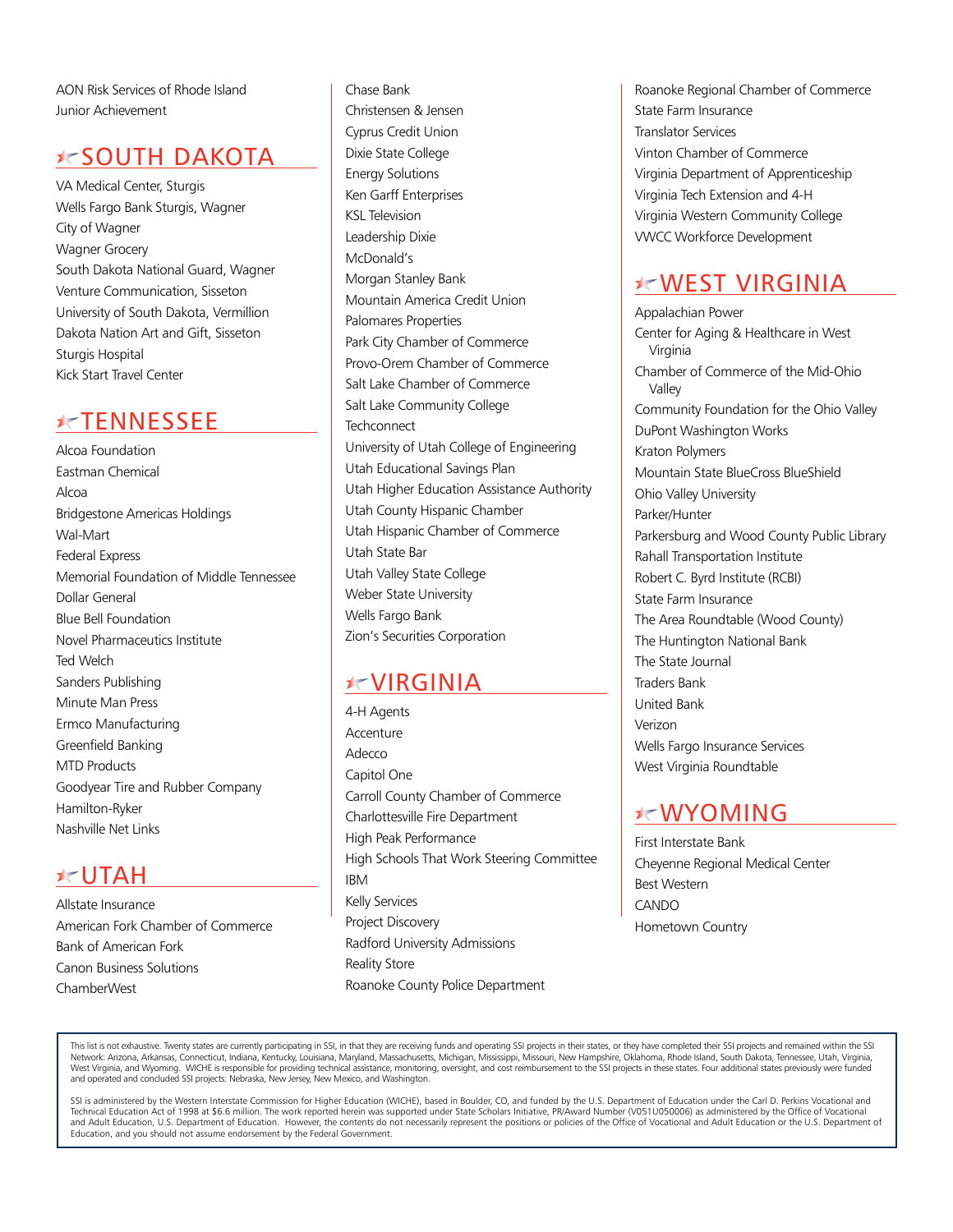AON Risk Services of Rhode Island
Junior Achievement

## SOUTH DAKOTA

VA Medical Center, Sturgis
Wells Fargo Bank Sturgis, Wagner
City of Wagner
Wagner Grocery
South Dakota National Guard, Wagner
Venture Communication, Sisseton
University of South Dakota, Vermillion
Dakota Nation Art and Gift, Sisseton
Sturgis Hospital
Kick Start Travel Center

## TENNESSEE

Alcoa Foundation
Eastman Chemical
Alcoa
Bridgestone Americas Holdings
Wal-Mart
Federal Express
Memorial Foundation of Middle Tennessee
Dollar General
Blue Bell Foundation
Novel Pharmaceutics Institute
Ted Welch
Sanders Publishing
Minute Man Press
Ermco Manufacturing
Greenfield Banking
MTD Products
Goodyear Tire and Rubber Company
Hamilton-Ryker
Nashville Net Links

## UTAH

Allstate Insurance
American Fork Chamber of Commerce
Bank of American Fork
Canon Business Solutions
ChamberWest
Chase Bank
Christensen & Jensen
Cyprus Credit Union
Dixie State College
Energy Solutions
Ken Garff Enterprises
KSL Television
Leadership Dixie
McDonald's
Morgan Stanley Bank
Mountain America Credit Union
Palomares Properties
Park City Chamber of Commerce
Provo-Orem Chamber of Commerce
Salt Lake Chamber of Commerce
Salt Lake Community College
Techconnect
University of Utah College of Engineering
Utah Educational Savings Plan
Utah Higher Education Assistance Authority
Utah County Hispanic Chamber
Utah Hispanic Chamber of Commerce
Utah State Bar
Utah Valley State College
Weber State University
Wells Fargo Bank
Zion's Securities Corporation

## VIRGINIA

4-H Agents
Accenture
Adecco
Capitol One
Carroll County Chamber of Commerce
Charlottesville Fire Department
High Peak Performance
High Schools That Work Steering Committee
IBM
Kelly Services
Project Discovery
Radford University Admissions
Reality Store
Roanoke County Police Department
Roanoke Regional Chamber of Commerce
State Farm Insurance
Translator Services
Vinton Chamber of Commerce
Virginia Department of Apprenticeship
Virginia Tech Extension and 4-H
Virginia Western Community College
VWCC Workforce Development

## WEST VIRGINIA

Appalachian Power
Center for Aging & Healthcare in West Virginia
Chamber of Commerce of the Mid-Ohio Valley
Community Foundation for the Ohio Valley
DuPont Washington Works
Kraton Polymers
Mountain State BlueCross BlueShield
Ohio Valley University
Parker/Hunter
Parkersburg and Wood County Public Library
Rahall Transportation Institute
Robert C. Byrd Institute (RCBI)
State Farm Insurance
The Area Roundtable (Wood County)
The Huntington National Bank
The State Journal
Traders Bank
United Bank
Verizon
Wells Fargo Insurance Services
West Virginia Roundtable

## WYOMING

First Interstate Bank
Cheyenne Regional Medical Center
Best Western
CANDO
Hometown Country

This list is not exhaustive. Twenty states are currently participating in SSI, in that they are receiving funds and operating SSI projects in their states, or they have completed their SSI projects and remained within the SSI Network: Arizona, Arkansas, Connecticut, Indiana, Kentucky, Louisiana, Maryland, Massachusetts, Michigan, Mississippi, Missouri, New Hampshire, Oklahoma, Rhode Island, South Dakota, Tennessee, Utah, Virginia, West Virginia, and Wyoming. WICHE is responsible for providing technical assistance, monitoring, oversight, and cost reimbursement to the SSI projects in these states. Four additional states previously were funded and operated and concluded SSI projects: Nebraska, New Jersey, New Mexico, and Washington.

SSI is administered by the Western Interstate Commission for Higher Education (WICHE), based in Boulder, CO, and funded by the U.S. Department of Education under the Carl D. Perkins Vocational and Technical Education Act of 1998 at $6.6 million. The work reported herein was supported under State Scholars Initiative, PR/Award Number (V051U050006) as administered by the Office of Vocational and Adult Education, U.S. Department of Education. However, the contents do not necessarily represent the positions or policies of the Office of Vocational and Adult Education or the U.S. Department of Education, and you should not assume endorsement by the Federal Government.